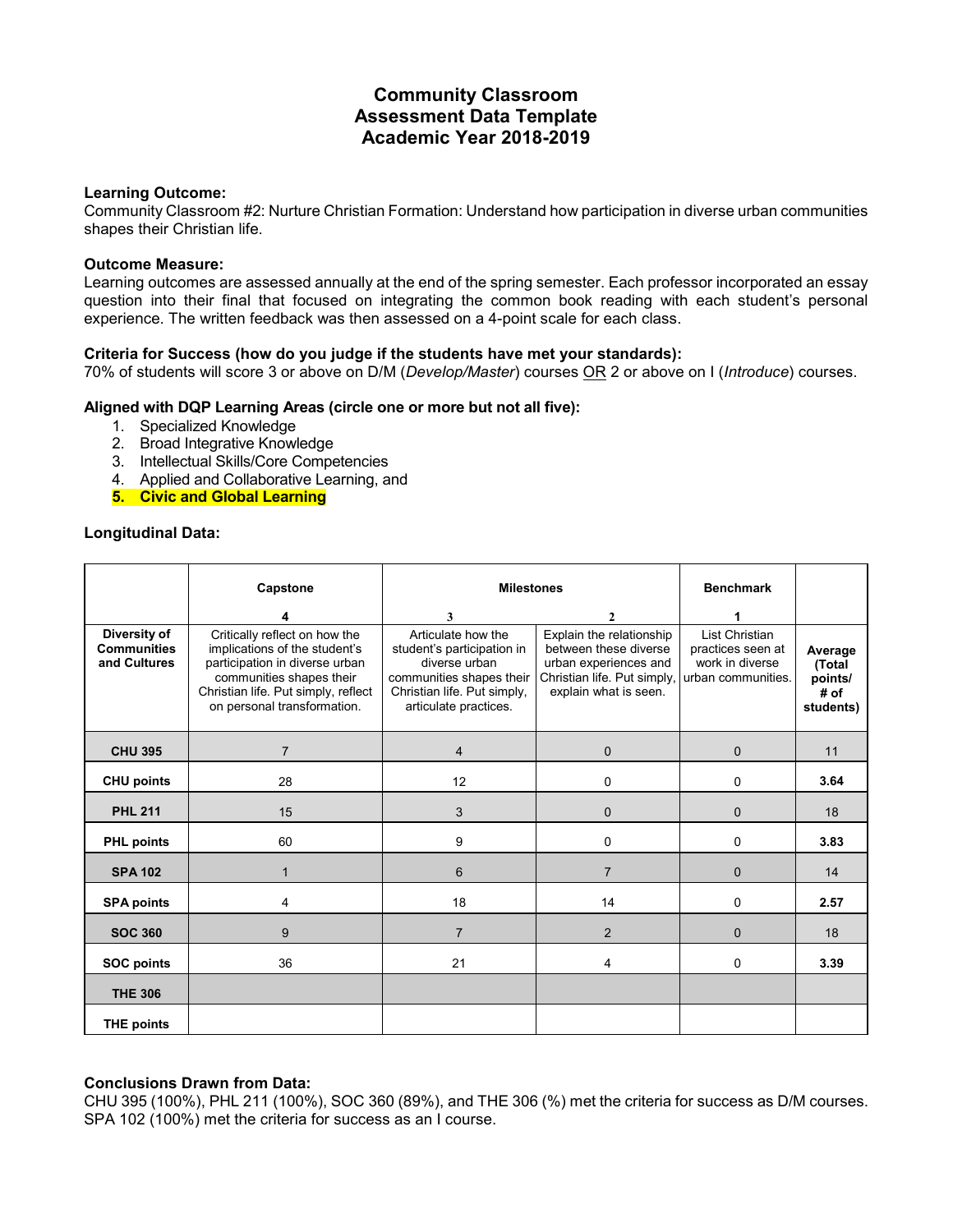# Community Classroom
# Assessment Data Template
# Academic Year 2018-2019

**Learning Outcome:**
Community Classroom #2: Nurture Christian Formation: Understand how participation in diverse urban communities shapes their Christian life.

**Outcome Measure:**
Learning outcomes are assessed annually at the end of the spring semester. Each professor incorporated an essay question into their final that focused on integrating the common book reading with each student's personal experience. The written feedback was then assessed on a 4-point scale for each class.

**Criteria for Success (how do you judge if the students have met your standards):**
70% of students will score 3 or above on D/M (*Develop/Master*) courses OR 2 or above on I (*Introduce*) courses.

**Aligned with DQP Learning Areas (circle one or more but not all five):**

1. Specialized Knowledge
2. Broad Integrative Knowledge
3. Intellectual Skills/Core Competencies
4. Applied and Collaborative Learning, and
5. **Civic and Global Learning**

**Longitudinal Data:**

| | Capstone | Milestones | | Benchmark | |
|---|---|---|---|---|---|
| | 4 | 3 | 2 | 1 | |
| **Diversity of Communities and Cultures** | Critically reflect on how the implications of the student's participation in diverse urban communities shapes their Christian life. Put simply, reflect on personal transformation. | Articulate how the student's participation in diverse urban communities shapes their Christian life. Put simply, articulate practices. | Explain the relationship between these diverse urban experiences and Christian life. Put simply, explain what is seen. | List Christian practices seen at work in diverse urban communities. | **Average (Total points/ # of students)** |
| **CHU 395** | 7 | 4 | 0 | 0 | 11 |
| **CHU points** | 28 | 12 | 0 | 0 | **3.64** |
| **PHL 211** | 15 | 3 | 0 | 0 | 18 |
| **PHL points** | 60 | 9 | 0 | 0 | **3.83** |
| **SPA 102** | 1 | 6 | 7 | 0 | 14 |
| **SPA points** | 4 | 18 | 14 | 0 | **2.57** |
| **SOC 360** | 9 | 7 | 2 | 0 | 18 |
| **SOC points** | 36 | 21 | 4 | 0 | **3.39** |
| **THE 306** | | | | | |
| **THE points** | | | | | |

**Conclusions Drawn from Data:**
CHU 395 (100%), PHL 211 (100%), SOC 360 (89%), and THE 306 (%) met the criteria for success as D/M courses. SPA 102 (100%) met the criteria for success as an I course.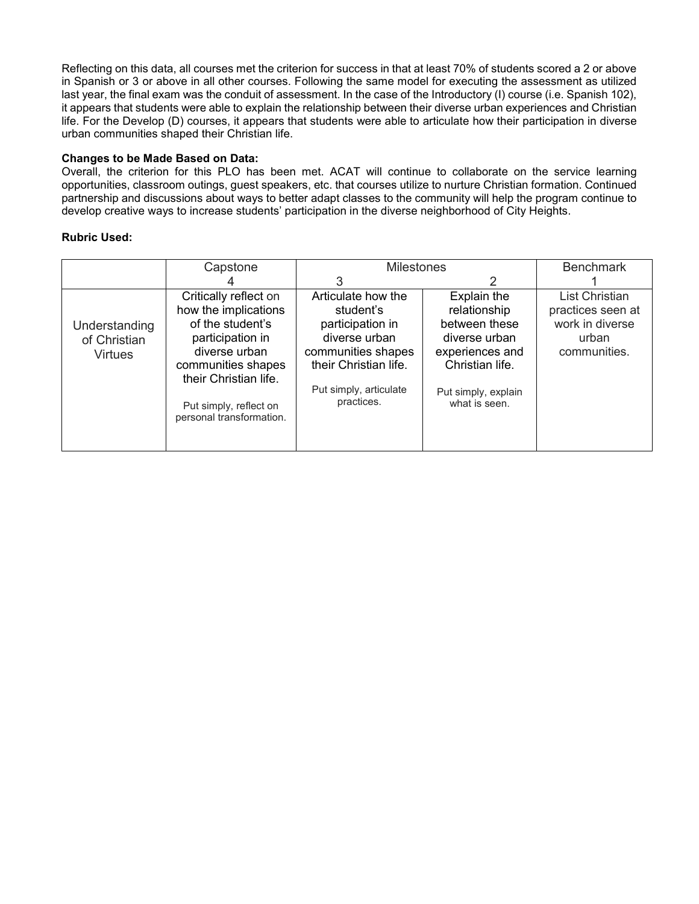Reflecting on this data, all courses met the criterion for success in that at least 70% of students scored a 2 or above in Spanish or 3 or above in all other courses. Following the same model for executing the assessment as utilized last year, the final exam was the conduit of assessment. In the case of the Introductory (I) course (i.e. Spanish 102), it appears that students were able to explain the relationship between their diverse urban experiences and Christian life. For the Develop (D) courses, it appears that students were able to articulate how their participation in diverse urban communities shaped their Christian life.

**Changes to be Made Based on Data:**
Overall, the criterion for this PLO has been met. ACAT will continue to collaborate on the service learning opportunities, classroom outings, guest speakers, etc. that courses utilize to nurture Christian formation. Continued partnership and discussions about ways to better adapt classes to the community will help the program continue to develop creative ways to increase students' participation in the diverse neighborhood of City Heights.

**Rubric Used:**

| | Capstone | Milestones | | Benchmark |
|---|---|---|---|---|
| | 4 | 3 | 2 | 1 |
| Understanding of Christian Virtues | Critically reflect on how the implications of the student's participation in diverse urban communities shapes their Christian life.<br><br>Put simply, reflect on personal transformation. | Articulate how the student's participation in diverse urban communities shapes their Christian life.<br><br>Put simply, articulate practices. | Explain the relationship between these diverse urban experiences and Christian life.<br><br>Put simply, explain what is seen. | List Christian practices seen at work in diverse urban communities. |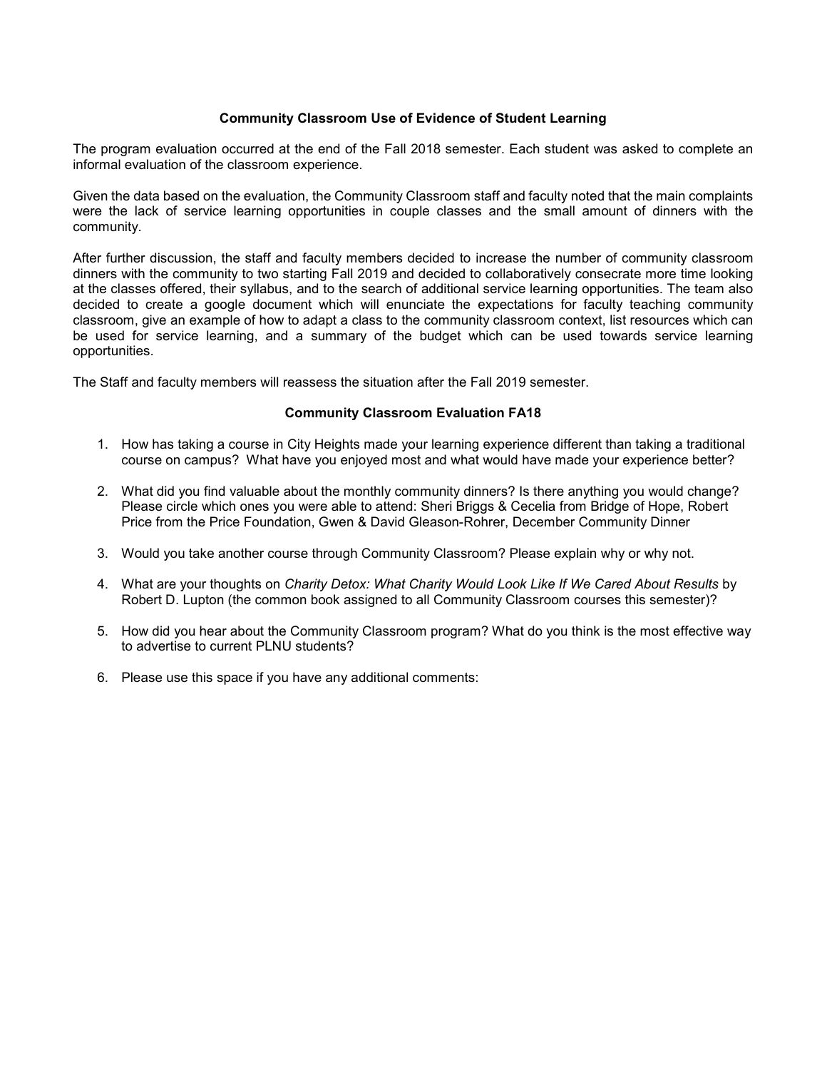**Community Classroom Use of Evidence of Student Learning**

The program evaluation occurred at the end of the Fall 2018 semester. Each student was asked to complete an informal evaluation of the classroom experience.

Given the data based on the evaluation, the Community Classroom staff and faculty noted that the main complaints were the lack of service learning opportunities in couple classes and the small amount of dinners with the community.

After further discussion, the staff and faculty members decided to increase the number of community classroom dinners with the community to two starting Fall 2019 and decided to collaboratively consecrate more time looking at the classes offered, their syllabus, and to the search of additional service learning opportunities. The team also decided to create a google document which will enunciate the expectations for faculty teaching community classroom, give an example of how to adapt a class to the community classroom context, list resources which can be used for service learning, and a summary of the budget which can be used towards service learning opportunities.

The Staff and faculty members will reassess the situation after the Fall 2019 semester.

**Community Classroom Evaluation FA18**

1. How has taking a course in City Heights made your learning experience different than taking a traditional course on campus? What have you enjoyed most and what would have made your experience better?
2. What did you find valuable about the monthly community dinners? Is there anything you would change? Please circle which ones you were able to attend: Sheri Briggs & Cecelia from Bridge of Hope, Robert Price from the Price Foundation, Gwen & David Gleason-Rohrer, December Community Dinner
3. Would you take another course through Community Classroom? Please explain why or why not.
4. What are your thoughts on *Charity Detox: What Charity Would Look Like If We Cared About Results* by Robert D. Lupton (the common book assigned to all Community Classroom courses this semester)?
5. How did you hear about the Community Classroom program? What do you think is the most effective way to advertise to current PLNU students?
6. Please use this space if you have any additional comments: